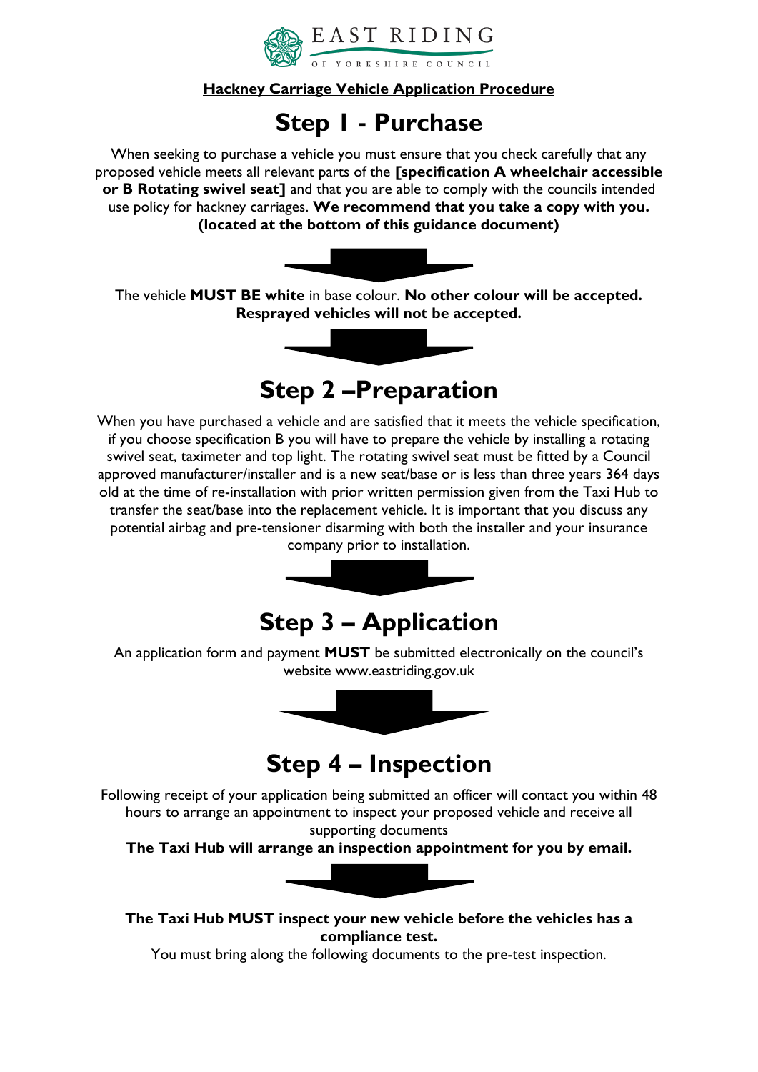**EAST RIDING OF YORKSHIRE COUNCIL**

**Hackney Carriage Vehicle Application Procedure**

# Step 1 - Purchase

When seeking to purchase a vehicle you must ensure that you check carefully that any proposed vehicle meets all relevant parts of the **[specification A wheelchair accessible or B Rotating swivel seat]** and that you are able to comply with the councils intended use policy for hackney carriages. **We recommend that you take a copy with you. (located at the bottom of this guidance document)**

The vehicle **MUST BE white** in base colour. **No other colour will be accepted. Resprayed vehicles will not be accepted.**

# Step 2 –Preparation

When you have purchased a vehicle and are satisfied that it meets the vehicle specification, if you choose specification B you will have to prepare the vehicle by installing a rotating swivel seat, taximeter and top light. The rotating swivel seat must be fitted by a Council approved manufacturer/installer and is a new seat/base or is less than three years 364 days old at the time of re-installation with prior written permission given from the Taxi Hub to transfer the seat/base into the replacement vehicle. It is important that you discuss any potential airbag and pre-tensioner disarming with both the installer and your insurance company prior to installation.

# Step 3 – Application

An application form and payment **MUST** be submitted electronically on the council's website www.eastriding.gov.uk

# Step 4 – Inspection

Following receipt of your application being submitted an officer will contact you within 48 hours to arrange an appointment to inspect your proposed vehicle and receive all supporting documents

**The Taxi Hub will arrange an inspection appointment for you by email.**

**The Taxi Hub MUST inspect your new vehicle before the vehicles has a compliance test.**

You must bring along the following documents to the pre-test inspection.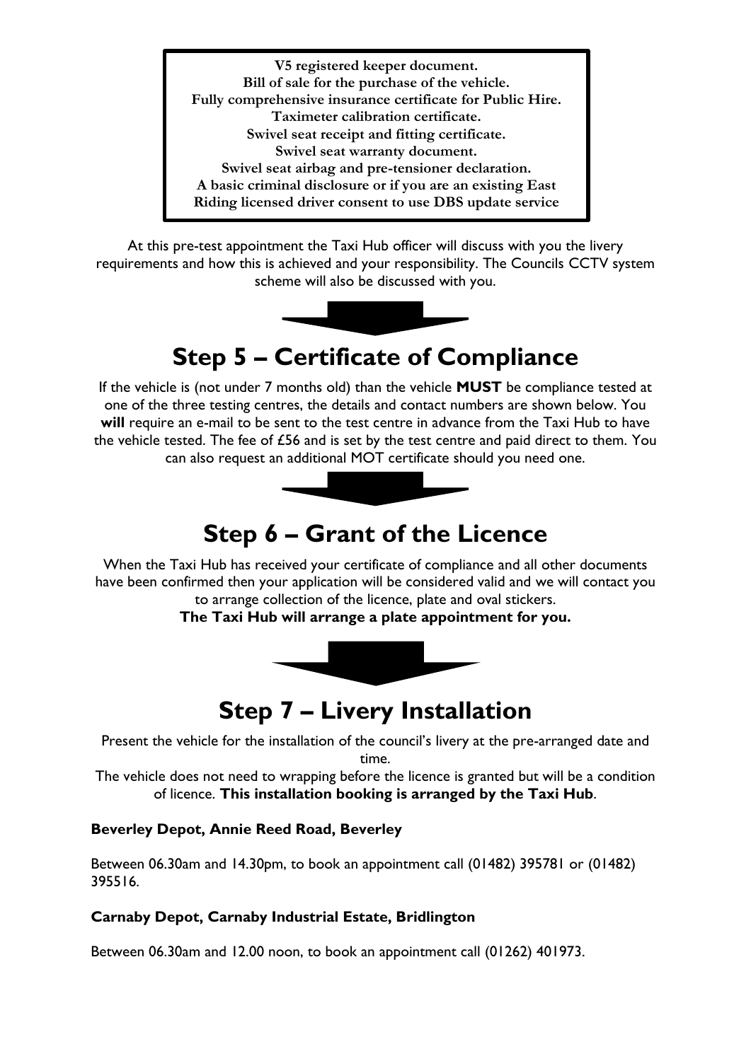**V5 registered keeper document.**
**Bill of sale for the purchase of the vehicle.**
**Fully comprehensive insurance certificate for Public Hire.**
**Taximeter calibration certificate.**
**Swivel seat receipt and fitting certificate.**
**Swivel seat warranty document.**
**Swivel seat airbag and pre-tensioner declaration.**
**A basic criminal disclosure or if you are an existing East Riding licensed driver consent to use DBS update service**

At this pre-test appointment the Taxi Hub officer will discuss with you the livery requirements and how this is achieved and your responsibility. The Councils CCTV system scheme will also be discussed with you.

# Step 5 – Certificate of Compliance

If the vehicle is (not under 7 months old) than the vehicle **MUST** be compliance tested at one of the three testing centres, the details and contact numbers are shown below. You **will** require an e-mail to be sent to the test centre in advance from the Taxi Hub to have the vehicle tested. The fee of £56 and is set by the test centre and paid direct to them. You can also request an additional MOT certificate should you need one.

# Step 6 – Grant of the Licence

When the Taxi Hub has received your certificate of compliance and all other documents have been confirmed then your application will be considered valid and we will contact you to arrange collection of the licence, plate and oval stickers.
**The Taxi Hub will arrange a plate appointment for you.**

# Step 7 – Livery Installation

Present the vehicle for the installation of the council's livery at the pre-arranged date and time.
The vehicle does not need to wrapping before the licence is granted but will be a condition of licence. **This installation booking is arranged by the Taxi Hub**.

**Beverley Depot, Annie Reed Road, Beverley**

Between 06.30am and 14.30pm, to book an appointment call (01482) 395781 or (01482) 395516.

**Carnaby Depot, Carnaby Industrial Estate, Bridlington**

Between 06.30am and 12.00 noon, to book an appointment call (01262) 401973.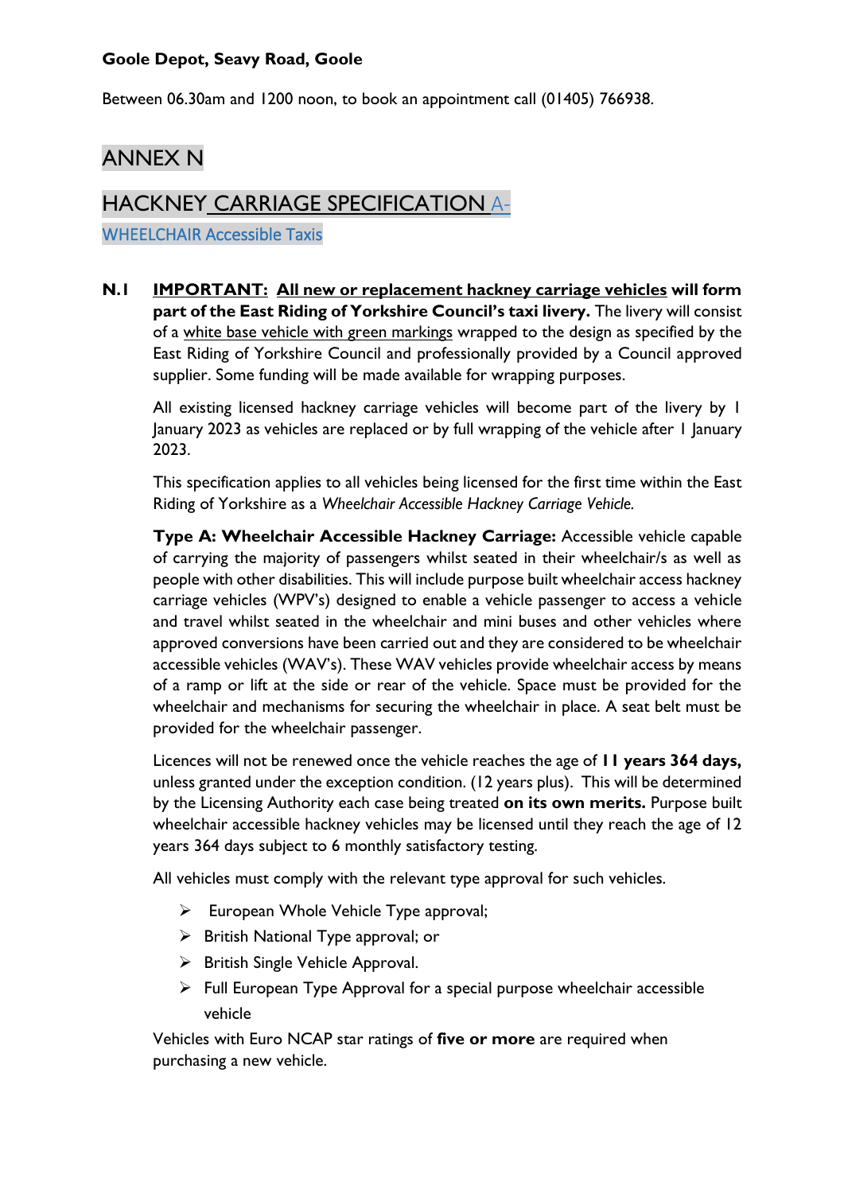**Goole Depot, Seavy Road, Goole**

Between 06.30am and 1200 noon, to book an appointment call (01405) 766938.

# ANNEX N

## HACKNEY CARRIAGE SPECIFICATION A-WHEELCHAIR Accessible Taxis

**N.1** **IMPORTANT: All new or replacement hackney carriage vehicles will form part of the East Riding of Yorkshire Council's taxi livery.** The livery will consist of a white base vehicle with green markings wrapped to the design as specified by the East Riding of Yorkshire Council and professionally provided by a Council approved supplier. Some funding will be made available for wrapping purposes.

All existing licensed hackney carriage vehicles will become part of the livery by 1 January 2023 as vehicles are replaced or by full wrapping of the vehicle after 1 January 2023.

This specification applies to all vehicles being licensed for the first time within the East Riding of Yorkshire as a *Wheelchair Accessible Hackney Carriage Vehicle.*

**Type A: Wheelchair Accessible Hackney Carriage:** Accessible vehicle capable of carrying the majority of passengers whilst seated in their wheelchair/s as well as people with other disabilities. This will include purpose built wheelchair access hackney carriage vehicles (WPV's) designed to enable a vehicle passenger to access a vehicle and travel whilst seated in the wheelchair and mini buses and other vehicles where approved conversions have been carried out and they are considered to be wheelchair accessible vehicles (WAV's). These WAV vehicles provide wheelchair access by means of a ramp or lift at the side or rear of the vehicle. Space must be provided for the wheelchair and mechanisms for securing the wheelchair in place. A seat belt must be provided for the wheelchair passenger.

Licences will not be renewed once the vehicle reaches the age of **11 years 364 days,** unless granted under the exception condition. (12 years plus). This will be determined by the Licensing Authority each case being treated **on its own merits.** Purpose built wheelchair accessible hackney vehicles may be licensed until they reach the age of 12 years 364 days subject to 6 monthly satisfactory testing.

All vehicles must comply with the relevant type approval for such vehicles.

- European Whole Vehicle Type approval;
- British National Type approval; or
- British Single Vehicle Approval.
- Full European Type Approval for a special purpose wheelchair accessible vehicle

Vehicles with Euro NCAP star ratings of **five or more** are required when purchasing a new vehicle.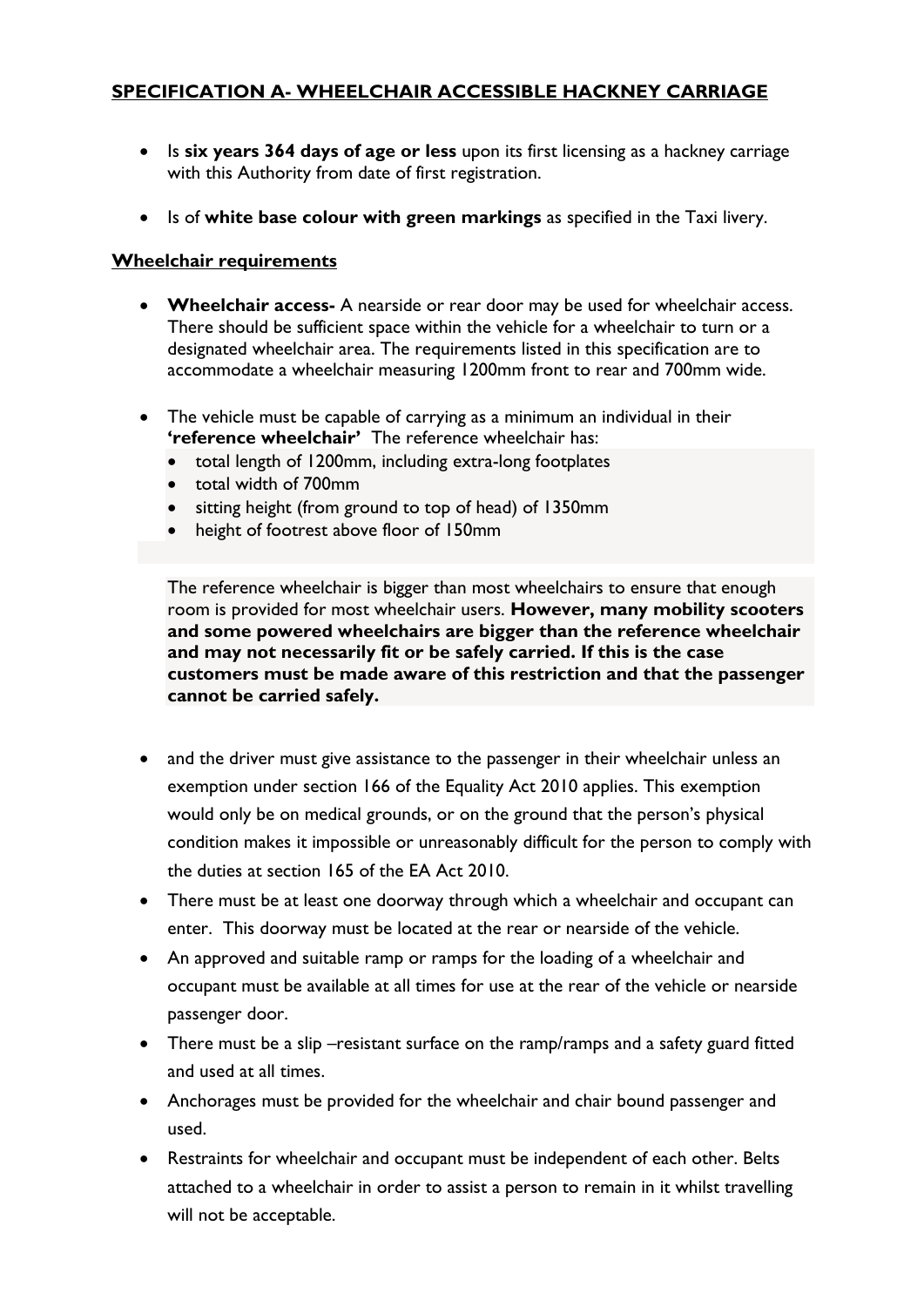## SPECIFICATION A- WHEELCHAIR ACCESSIBLE HACKNEY CARRIAGE

- Is **six years 364 days of age or less** upon its first licensing as a hackney carriage with this Authority from date of first registration.
- Is of **white base colour with green markings** as specified in the Taxi livery.

### Wheelchair requirements

- **Wheelchair access-** A nearside or rear door may be used for wheelchair access. There should be sufficient space within the vehicle for a wheelchair to turn or a designated wheelchair area. The requirements listed in this specification are to accommodate a wheelchair measuring 1200mm front to rear and 700mm wide.
- The vehicle must be capable of carrying as a minimum an individual in their **'reference wheelchair'** The reference wheelchair has:
  - total length of 1200mm, including extra-long footplates
  - total width of 700mm
  - sitting height (from ground to top of head) of 1350mm
  - height of footrest above floor of 150mm

  The reference wheelchair is bigger than most wheelchairs to ensure that enough room is provided for most wheelchair users. **However, many mobility scooters and some powered wheelchairs are bigger than the reference wheelchair and may not necessarily fit or be safely carried. If this is the case customers must be made aware of this restriction and that the passenger cannot be carried safely.**

- and the driver must give assistance to the passenger in their wheelchair unless an exemption under section 166 of the Equality Act 2010 applies. This exemption would only be on medical grounds, or on the ground that the person's physical condition makes it impossible or unreasonably difficult for the person to comply with the duties at section 165 of the EA Act 2010.
- There must be at least one doorway through which a wheelchair and occupant can enter. This doorway must be located at the rear or nearside of the vehicle.
- An approved and suitable ramp or ramps for the loading of a wheelchair and occupant must be available at all times for use at the rear of the vehicle or nearside passenger door.
- There must be a slip –resistant surface on the ramp/ramps and a safety guard fitted and used at all times.
- Anchorages must be provided for the wheelchair and chair bound passenger and used.
- Restraints for wheelchair and occupant must be independent of each other. Belts attached to a wheelchair in order to assist a person to remain in it whilst travelling will not be acceptable.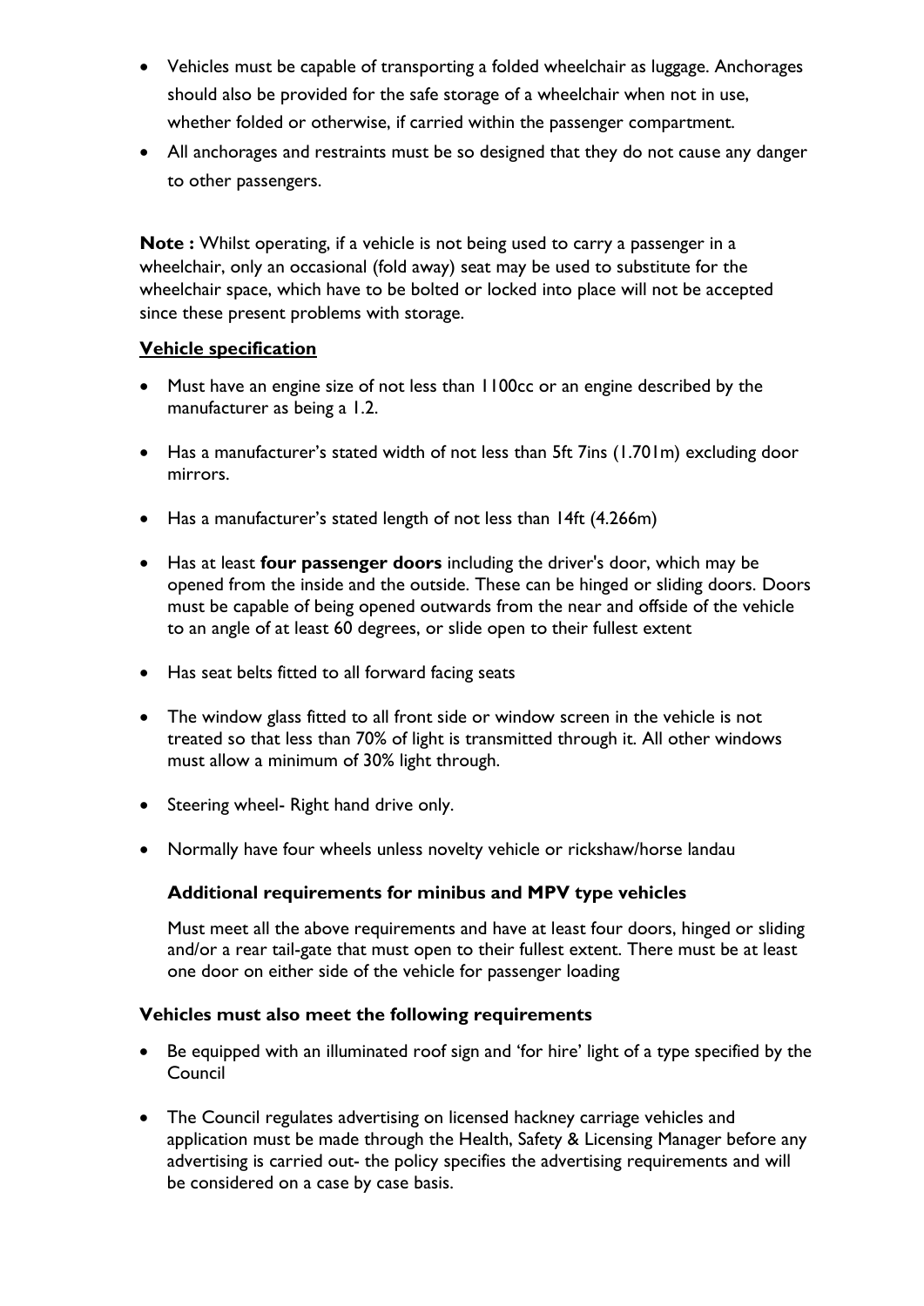- Vehicles must be capable of transporting a folded wheelchair as luggage. Anchorages should also be provided for the safe storage of a wheelchair when not in use, whether folded or otherwise, if carried within the passenger compartment.
- All anchorages and restraints must be so designed that they do not cause any danger to other passengers.

**Note :** Whilst operating, if a vehicle is not being used to carry a passenger in a wheelchair, only an occasional (fold away) seat may be used to substitute for the wheelchair space, which have to be bolted or locked into place will not be accepted since these present problems with storage.

## Vehicle specification

- Must have an engine size of not less than 1100cc or an engine described by the manufacturer as being a 1.2.
- Has a manufacturer's stated width of not less than 5ft 7ins (1.701m) excluding door mirrors.
- Has a manufacturer's stated length of not less than 14ft (4.266m)
- Has at least **four passenger doors** including the driver's door, which may be opened from the inside and the outside. These can be hinged or sliding doors. Doors must be capable of being opened outwards from the near and offside of the vehicle to an angle of at least 60 degrees, or slide open to their fullest extent
- Has seat belts fitted to all forward facing seats
- The window glass fitted to all front side or window screen in the vehicle is not treated so that less than 70% of light is transmitted through it. All other windows must allow a minimum of 30% light through.
- Steering wheel- Right hand drive only.
- Normally have four wheels unless novelty vehicle or rickshaw/horse landau

### Additional requirements for minibus and MPV type vehicles

Must meet all the above requirements and have at least four doors, hinged or sliding and/or a rear tail-gate that must open to their fullest extent. There must be at least one door on either side of the vehicle for passenger loading

### Vehicles must also meet the following requirements

- Be equipped with an illuminated roof sign and 'for hire' light of a type specified by the Council
- The Council regulates advertising on licensed hackney carriage vehicles and application must be made through the Health, Safety & Licensing Manager before any advertising is carried out- the policy specifies the advertising requirements and will be considered on a case by case basis.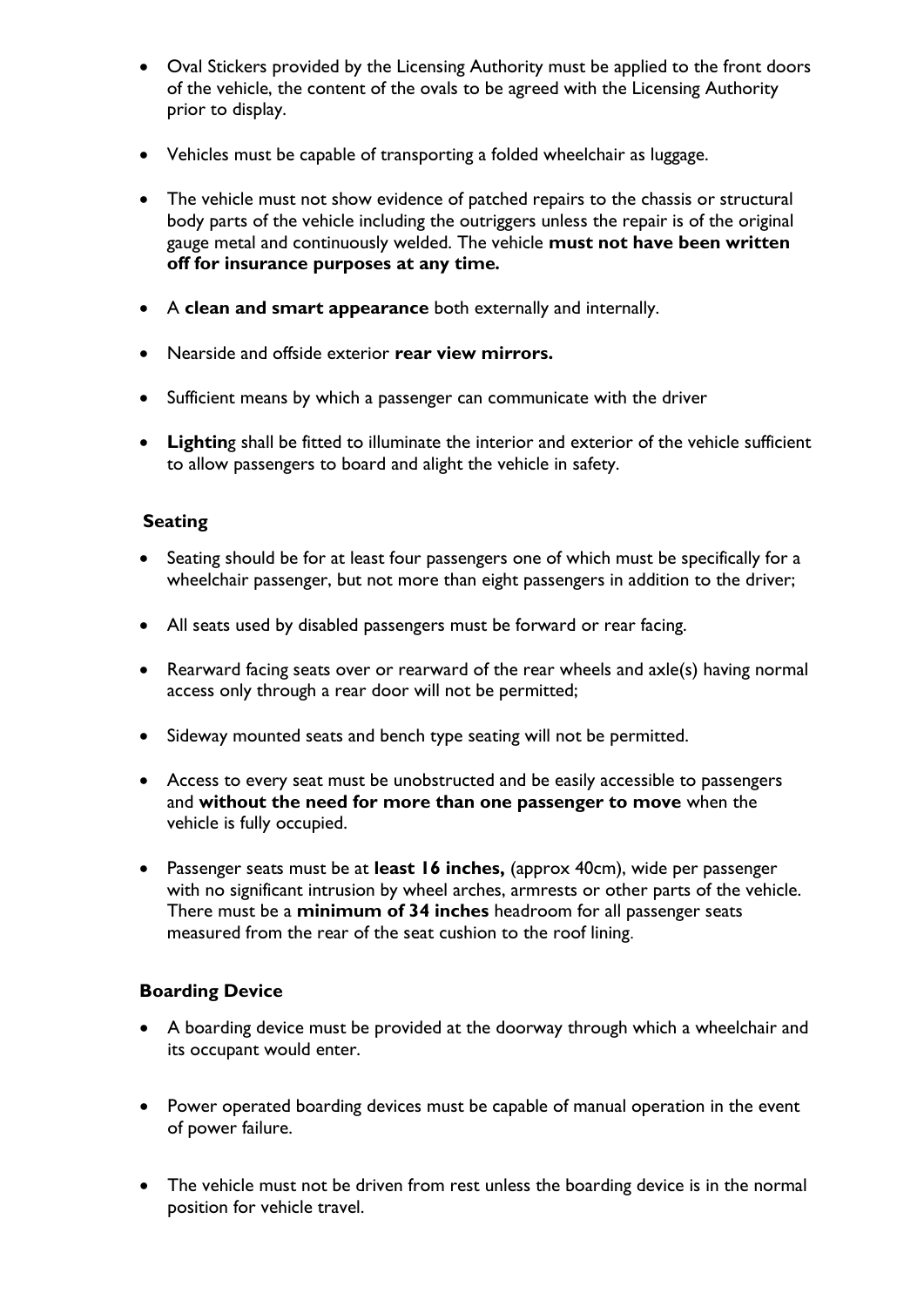- Oval Stickers provided by the Licensing Authority must be applied to the front doors of the vehicle, the content of the ovals to be agreed with the Licensing Authority prior to display.

- Vehicles must be capable of transporting a folded wheelchair as luggage.

- The vehicle must not show evidence of patched repairs to the chassis or structural body parts of the vehicle including the outriggers unless the repair is of the original gauge metal and continuously welded. The vehicle **must not have been written off for insurance purposes at any time.**

- A **clean and smart appearance** both externally and internally.

- Nearside and offside exterior **rear view mirrors.**

- Sufficient means by which a passenger can communicate with the driver

- **Lightin**g shall be fitted to illuminate the interior and exterior of the vehicle sufficient to allow passengers to board and alight the vehicle in safety.

### Seating

- Seating should be for at least four passengers one of which must be specifically for a wheelchair passenger, but not more than eight passengers in addition to the driver;

- All seats used by disabled passengers must be forward or rear facing.

- Rearward facing seats over or rearward of the rear wheels and axle(s) having normal access only through a rear door will not be permitted;

- Sideway mounted seats and bench type seating will not be permitted.

- Access to every seat must be unobstructed and be easily accessible to passengers and **without the need for more than one passenger to move** when the vehicle is fully occupied.

- Passenger seats must be at **least 16 inches,** (approx 40cm), wide per passenger with no significant intrusion by wheel arches, armrests or other parts of the vehicle. There must be a **minimum of 34 inches** headroom for all passenger seats measured from the rear of the seat cushion to the roof lining.

### Boarding Device

- A boarding device must be provided at the doorway through which a wheelchair and its occupant would enter.

- Power operated boarding devices must be capable of manual operation in the event of power failure.

- The vehicle must not be driven from rest unless the boarding device is in the normal position for vehicle travel.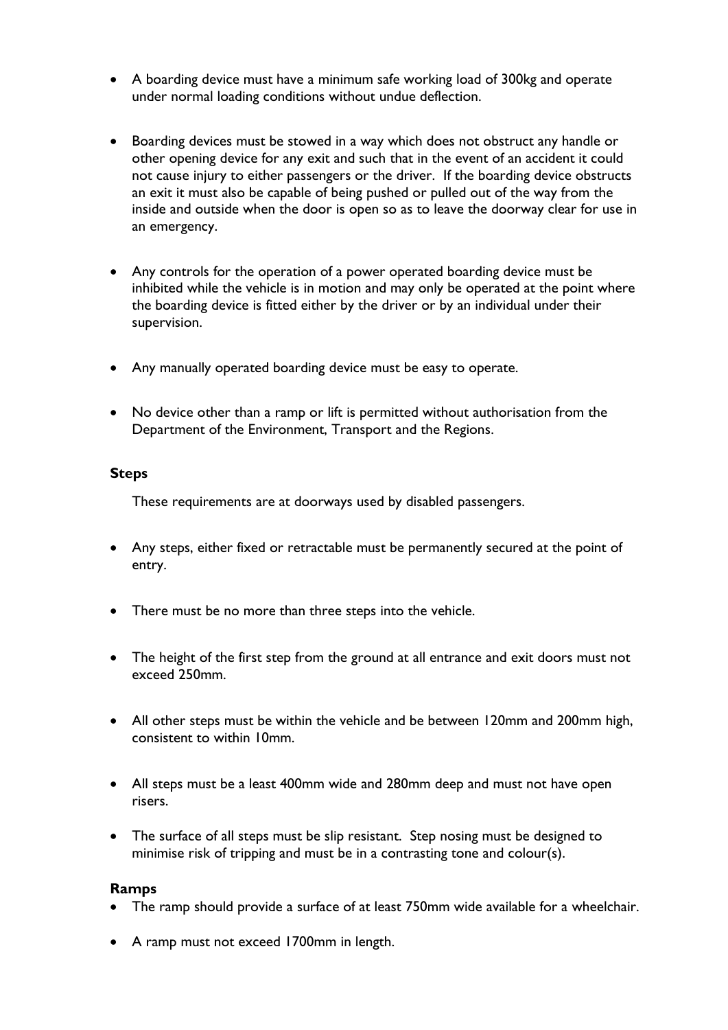- A boarding device must have a minimum safe working load of 300kg and operate under normal loading conditions without undue deflection.

- Boarding devices must be stowed in a way which does not obstruct any handle or other opening device for any exit and such that in the event of an accident it could not cause injury to either passengers or the driver. If the boarding device obstructs an exit it must also be capable of being pushed or pulled out of the way from the inside and outside when the door is open so as to leave the doorway clear for use in an emergency.

- Any controls for the operation of a power operated boarding device must be inhibited while the vehicle is in motion and may only be operated at the point where the boarding device is fitted either by the driver or by an individual under their supervision.

- Any manually operated boarding device must be easy to operate.

- No device other than a ramp or lift is permitted without authorisation from the Department of the Environment, Transport and the Regions.

**Steps**

These requirements are at doorways used by disabled passengers.

- Any steps, either fixed or retractable must be permanently secured at the point of entry.

- There must be no more than three steps into the vehicle.

- The height of the first step from the ground at all entrance and exit doors must not exceed 250mm.

- All other steps must be within the vehicle and be between 120mm and 200mm high, consistent to within 10mm.

- All steps must be a least 400mm wide and 280mm deep and must not have open risers.

- The surface of all steps must be slip resistant. Step nosing must be designed to minimise risk of tripping and must be in a contrasting tone and colour(s).

**Ramps**

- The ramp should provide a surface of at least 750mm wide available for a wheelchair.

- A ramp must not exceed 1700mm in length.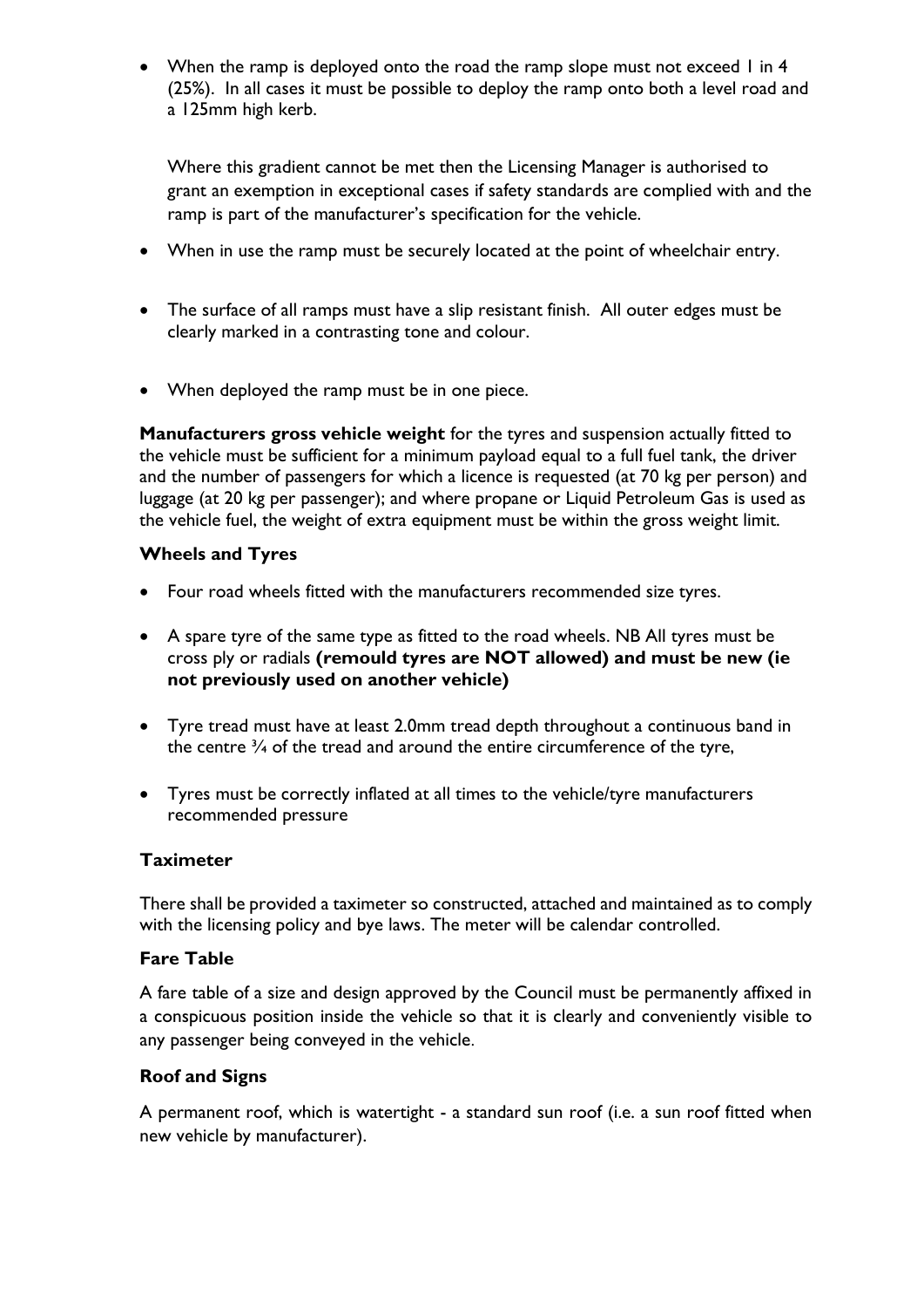- When the ramp is deployed onto the road the ramp slope must not exceed 1 in 4 (25%). In all cases it must be possible to deploy the ramp onto both a level road and a 125mm high kerb.

  Where this gradient cannot be met then the Licensing Manager is authorised to grant an exemption in exceptional cases if safety standards are complied with and the ramp is part of the manufacturer's specification for the vehicle.

- When in use the ramp must be securely located at the point of wheelchair entry.

- The surface of all ramps must have a slip resistant finish. All outer edges must be clearly marked in a contrasting tone and colour.

- When deployed the ramp must be in one piece.

**Manufacturers gross vehicle weight** for the tyres and suspension actually fitted to the vehicle must be sufficient for a minimum payload equal to a full fuel tank, the driver and the number of passengers for which a licence is requested (at 70 kg per person) and luggage (at 20 kg per passenger); and where propane or Liquid Petroleum Gas is used as the vehicle fuel, the weight of extra equipment must be within the gross weight limit.

### Wheels and Tyres

- Four road wheels fitted with the manufacturers recommended size tyres.

- A spare tyre of the same type as fitted to the road wheels. NB All tyres must be cross ply or radials **(remould tyres are NOT allowed) and must be new (ie not previously used on another vehicle)**

- Tyre tread must have at least 2.0mm tread depth throughout a continuous band in the centre ¾ of the tread and around the entire circumference of the tyre,

- Tyres must be correctly inflated at all times to the vehicle/tyre manufacturers recommended pressure

### Taximeter

There shall be provided a taximeter so constructed, attached and maintained as to comply with the licensing policy and bye laws. The meter will be calendar controlled.

### Fare Table

A fare table of a size and design approved by the Council must be permanently affixed in a conspicuous position inside the vehicle so that it is clearly and conveniently visible to any passenger being conveyed in the vehicle.

### Roof and Signs

A permanent roof, which is watertight - a standard sun roof (i.e. a sun roof fitted when new vehicle by manufacturer).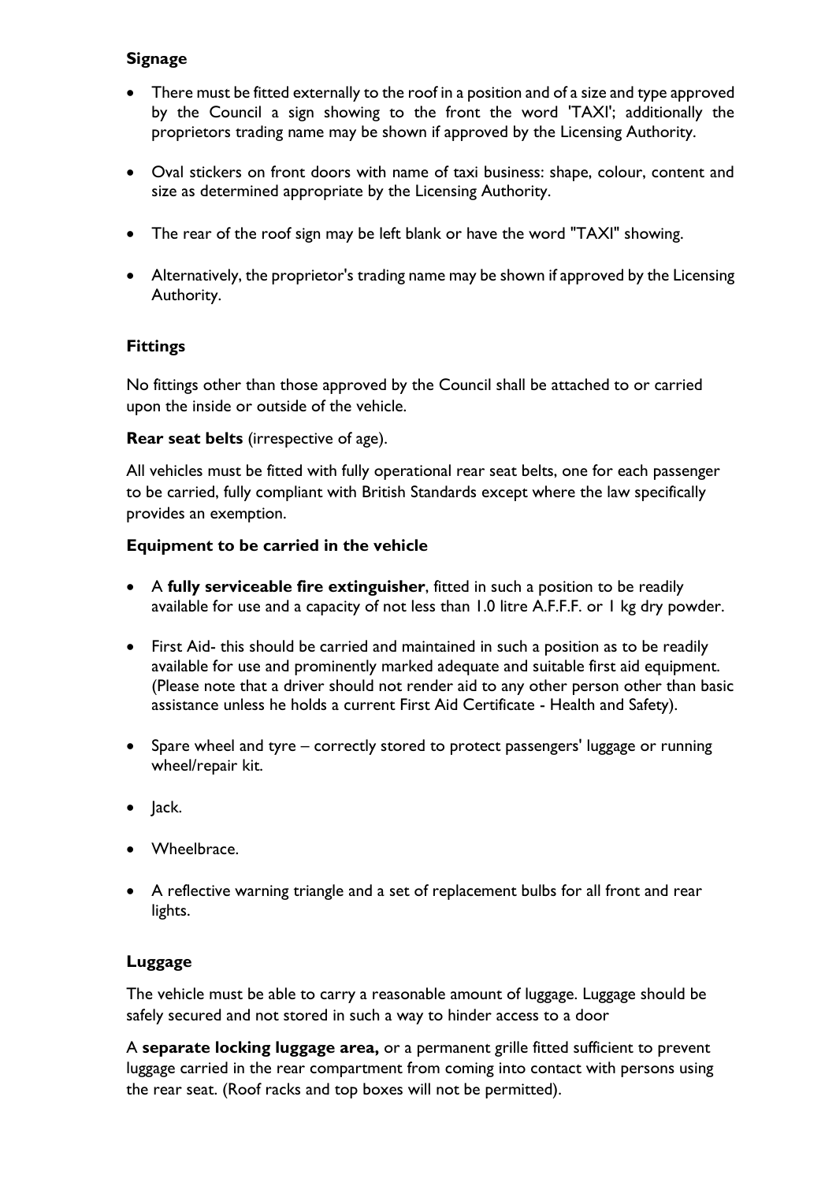### Signage

- There must be fitted externally to the roof in a position and of a size and type approved by the Council a sign showing to the front the word 'TAXI'; additionally the proprietors trading name may be shown if approved by the Licensing Authority.
- Oval stickers on front doors with name of taxi business: shape, colour, content and size as determined appropriate by the Licensing Authority.
- The rear of the roof sign may be left blank or have the word "TAXI" showing.
- Alternatively, the proprietor's trading name may be shown if approved by the Licensing Authority.

### Fittings

No fittings other than those approved by the Council shall be attached to or carried upon the inside or outside of the vehicle.

**Rear seat belts** (irrespective of age).

All vehicles must be fitted with fully operational rear seat belts, one for each passenger to be carried, fully compliant with British Standards except where the law specifically provides an exemption.

### Equipment to be carried in the vehicle

- A **fully serviceable fire extinguisher**, fitted in such a position to be readily available for use and a capacity of not less than 1.0 litre A.F.F.F. or 1 kg dry powder.
- First Aid- this should be carried and maintained in such a position as to be readily available for use and prominently marked adequate and suitable first aid equipment. (Please note that a driver should not render aid to any other person other than basic assistance unless he holds a current First Aid Certificate - Health and Safety).
- Spare wheel and tyre – correctly stored to protect passengers' luggage or running wheel/repair kit.
- Jack.
- Wheelbrace.
- A reflective warning triangle and a set of replacement bulbs for all front and rear lights.

### Luggage

The vehicle must be able to carry a reasonable amount of luggage. Luggage should be safely secured and not stored in such a way to hinder access to a door

A **separate locking luggage area,** or a permanent grille fitted sufficient to prevent luggage carried in the rear compartment from coming into contact with persons using the rear seat. (Roof racks and top boxes will not be permitted).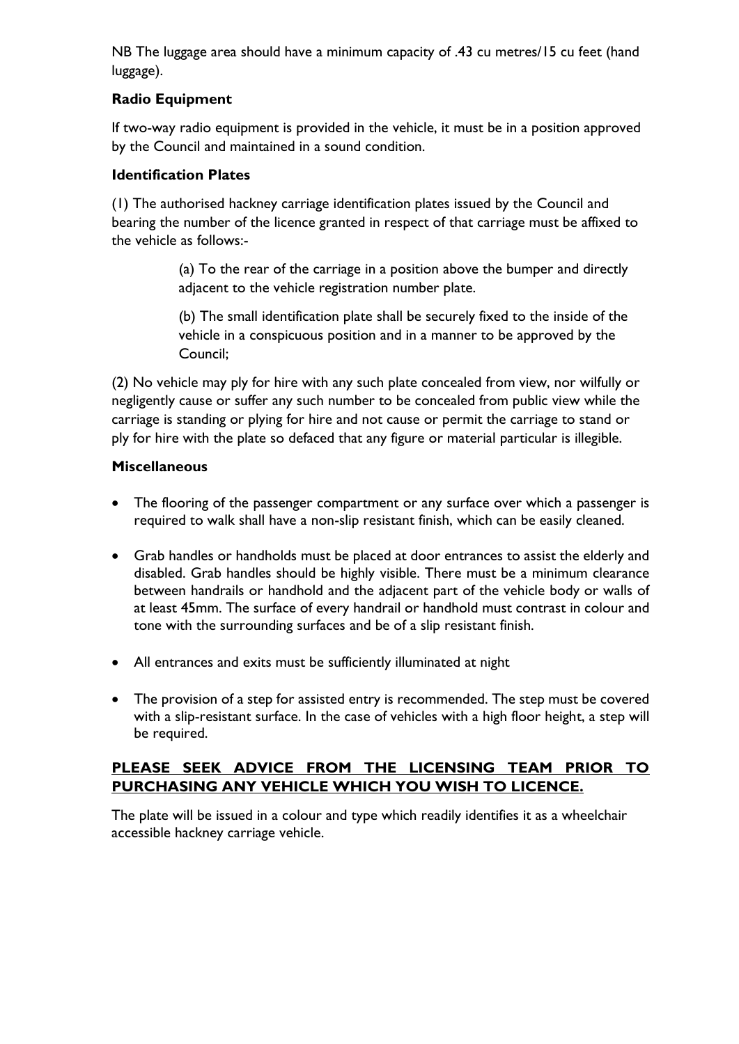NB The luggage area should have a minimum capacity of .43 cu metres/15 cu feet (hand luggage).

**Radio Equipment**

If two-way radio equipment is provided in the vehicle, it must be in a position approved by the Council and maintained in a sound condition.

**Identification Plates**

(1) The authorised hackney carriage identification plates issued by the Council and bearing the number of the licence granted in respect of that carriage must be affixed to the vehicle as follows:-

> (a) To the rear of the carriage in a position above the bumper and directly adjacent to the vehicle registration number plate.
>
> (b) The small identification plate shall be securely fixed to the inside of the vehicle in a conspicuous position and in a manner to be approved by the Council;

(2) No vehicle may ply for hire with any such plate concealed from view, nor wilfully or negligently cause or suffer any such number to be concealed from public view while the carriage is standing or plying for hire and not cause or permit the carriage to stand or ply for hire with the plate so defaced that any figure or material particular is illegible.

**Miscellaneous**

- The flooring of the passenger compartment or any surface over which a passenger is required to walk shall have a non-slip resistant finish, which can be easily cleaned.
- Grab handles or handholds must be placed at door entrances to assist the elderly and disabled. Grab handles should be highly visible. There must be a minimum clearance between handrails or handhold and the adjacent part of the vehicle body or walls of at least 45mm. The surface of every handrail or handhold must contrast in colour and tone with the surrounding surfaces and be of a slip resistant finish.
- All entrances and exits must be sufficiently illuminated at night
- The provision of a step for assisted entry is recommended. The step must be covered with a slip-resistant surface. In the case of vehicles with a high floor height, a step will be required.

**PLEASE SEEK ADVICE FROM THE LICENSING TEAM PRIOR TO PURCHASING ANY VEHICLE WHICH YOU WISH TO LICENCE.**

The plate will be issued in a colour and type which readily identifies it as a wheelchair accessible hackney carriage vehicle.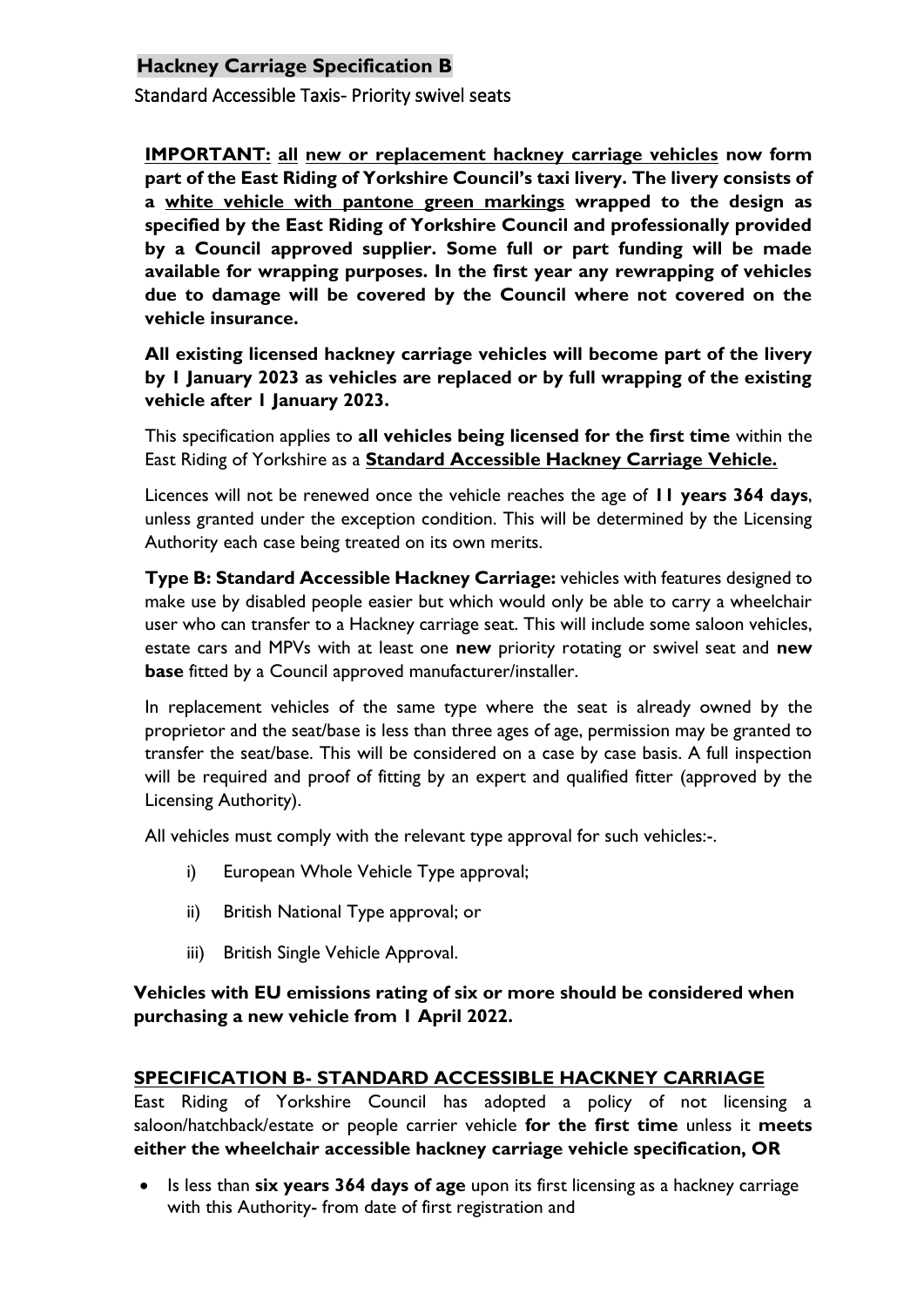## Hackney Carriage Specification B

Standard Accessible Taxis- Priority swivel seats

**IMPORTANT: all new or replacement hackney carriage vehicles now form part of the East Riding of Yorkshire Council's taxi livery. The livery consists of a white vehicle with pantone green markings wrapped to the design as specified by the East Riding of Yorkshire Council and professionally provided by a Council approved supplier. Some full or part funding will be made available for wrapping purposes. In the first year any rewrapping of vehicles due to damage will be covered by the Council where not covered on the vehicle insurance.**

**All existing licensed hackney carriage vehicles will become part of the livery by 1 January 2023 as vehicles are replaced or by full wrapping of the existing vehicle after 1 January 2023.**

This specification applies to **all vehicles being licensed for the first time** within the East Riding of Yorkshire as a **Standard Accessible Hackney Carriage Vehicle.**

Licences will not be renewed once the vehicle reaches the age of **11 years 364 days**, unless granted under the exception condition. This will be determined by the Licensing Authority each case being treated on its own merits.

**Type B: Standard Accessible Hackney Carriage:** vehicles with features designed to make use by disabled people easier but which would only be able to carry a wheelchair user who can transfer to a Hackney carriage seat. This will include some saloon vehicles, estate cars and MPVs with at least one **new** priority rotating or swivel seat and **new base** fitted by a Council approved manufacturer/installer.

In replacement vehicles of the same type where the seat is already owned by the proprietor and the seat/base is less than three ages of age, permission may be granted to transfer the seat/base. This will be considered on a case by case basis. A full inspection will be required and proof of fitting by an expert and qualified fitter (approved by the Licensing Authority).

All vehicles must comply with the relevant type approval for such vehicles:-.

i) European Whole Vehicle Type approval;

ii) British National Type approval; or

iii) British Single Vehicle Approval.

**Vehicles with EU emissions rating of six or more should be considered when purchasing a new vehicle from 1 April 2022.**

## SPECIFICATION B- STANDARD ACCESSIBLE HACKNEY CARRIAGE

East Riding of Yorkshire Council has adopted a policy of not licensing a saloon/hatchback/estate or people carrier vehicle **for the first time** unless it **meets either the wheelchair accessible hackney carriage vehicle specification, OR**

- Is less than **six years 364 days of age** upon its first licensing as a hackney carriage with this Authority- from date of first registration and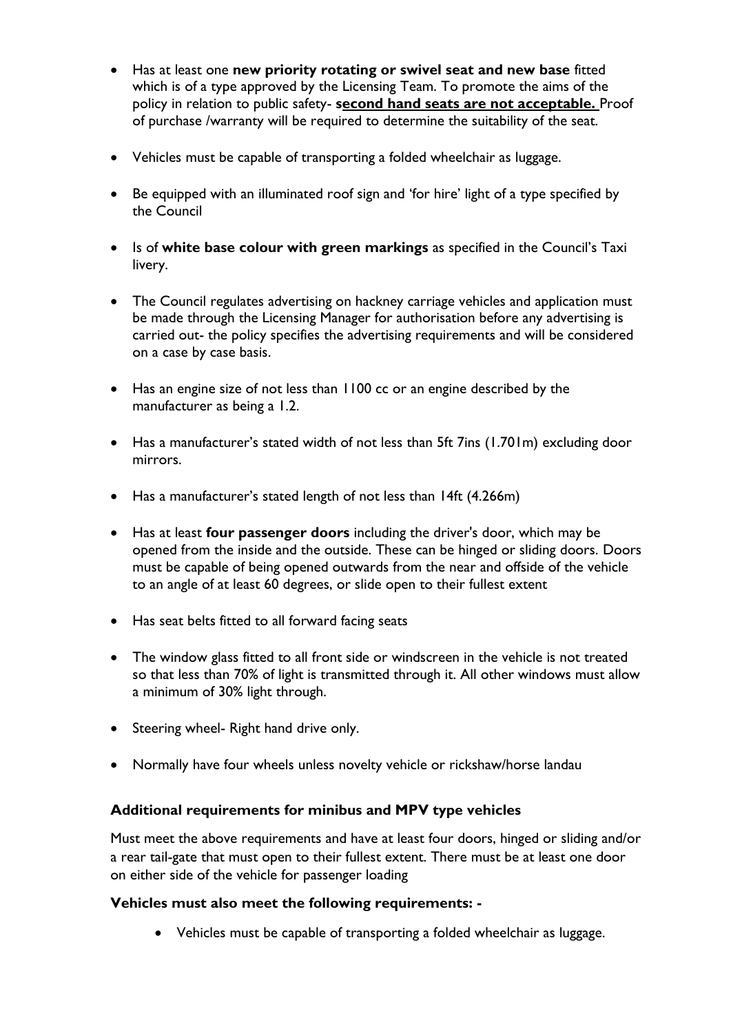- Has at least one **new priority rotating or swivel seat and new base** fitted which is of a type approved by the Licensing Team. To promote the aims of the policy in relation to public safety- **<u>second hand seats are not acceptable.</u>** Proof of purchase /warranty will be required to determine the suitability of the seat.

- Vehicles must be capable of transporting a folded wheelchair as luggage.

- Be equipped with an illuminated roof sign and 'for hire' light of a type specified by the Council

- Is of **white base colour with green markings** as specified in the Council's Taxi livery.

- The Council regulates advertising on hackney carriage vehicles and application must be made through the Licensing Manager for authorisation before any advertising is carried out- the policy specifies the advertising requirements and will be considered on a case by case basis.

- Has an engine size of not less than 1100 cc or an engine described by the manufacturer as being a 1.2.

- Has a manufacturer's stated width of not less than 5ft 7ins (1.701m) excluding door mirrors.

- Has a manufacturer's stated length of not less than 14ft (4.266m)

- Has at least **four passenger doors** including the driver's door, which may be opened from the inside and the outside. These can be hinged or sliding doors. Doors must be capable of being opened outwards from the near and offside of the vehicle to an angle of at least 60 degrees, or slide open to their fullest extent

- Has seat belts fitted to all forward facing seats

- The window glass fitted to all front side or windscreen in the vehicle is not treated so that less than 70% of light is transmitted through it. All other windows must allow a minimum of 30% light through.

- Steering wheel- Right hand drive only.

- Normally have four wheels unless novelty vehicle or rickshaw/horse landau

### Additional requirements for minibus and MPV type vehicles

Must meet the above requirements and have at least four doors, hinged or sliding and/or a rear tail-gate that must open to their fullest extent. There must be at least one door on either side of the vehicle for passenger loading

### Vehicles must also meet the following requirements: -

- Vehicles must be capable of transporting a folded wheelchair as luggage.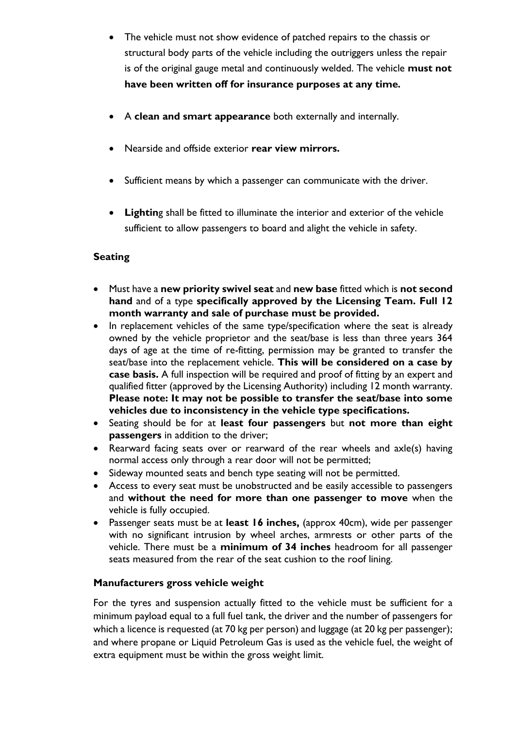- The vehicle must not show evidence of patched repairs to the chassis or structural body parts of the vehicle including the outriggers unless the repair is of the original gauge metal and continuously welded. The vehicle **must not have been written off for insurance purposes at any time.**

- A **clean and smart appearance** both externally and internally.

- Nearside and offside exterior **rear view mirrors.**

- Sufficient means by which a passenger can communicate with the driver.

- **Lightin**g shall be fitted to illuminate the interior and exterior of the vehicle sufficient to allow passengers to board and alight the vehicle in safety.

### Seating

- Must have a **new priority swivel seat** and **new base** fitted which is **not second hand** and of a type **specifically approved by the Licensing Team. Full 12 month warranty and sale of purchase must be provided.**
- In replacement vehicles of the same type/specification where the seat is already owned by the vehicle proprietor and the seat/base is less than three years 364 days of age at the time of re-fitting, permission may be granted to transfer the seat/base into the replacement vehicle. **This will be considered on a case by case basis.** A full inspection will be required and proof of fitting by an expert and qualified fitter (approved by the Licensing Authority) including 12 month warranty. **Please note: It may not be possible to transfer the seat/base into some vehicles due to inconsistency in the vehicle type specifications.**
- Seating should be for at **least four passengers** but **not more than eight passengers** in addition to the driver;
- Rearward facing seats over or rearward of the rear wheels and axle(s) having normal access only through a rear door will not be permitted;
- Sideway mounted seats and bench type seating will not be permitted.
- Access to every seat must be unobstructed and be easily accessible to passengers and **without the need for more than one passenger to move** when the vehicle is fully occupied.
- Passenger seats must be at **least 16 inches,** (approx 40cm), wide per passenger with no significant intrusion by wheel arches, armrests or other parts of the vehicle. There must be a **minimum of 34 inches** headroom for all passenger seats measured from the rear of the seat cushion to the roof lining.

### Manufacturers gross vehicle weight

For the tyres and suspension actually fitted to the vehicle must be sufficient for a minimum payload equal to a full fuel tank, the driver and the number of passengers for which a licence is requested (at 70 kg per person) and luggage (at 20 kg per passenger); and where propane or Liquid Petroleum Gas is used as the vehicle fuel, the weight of extra equipment must be within the gross weight limit.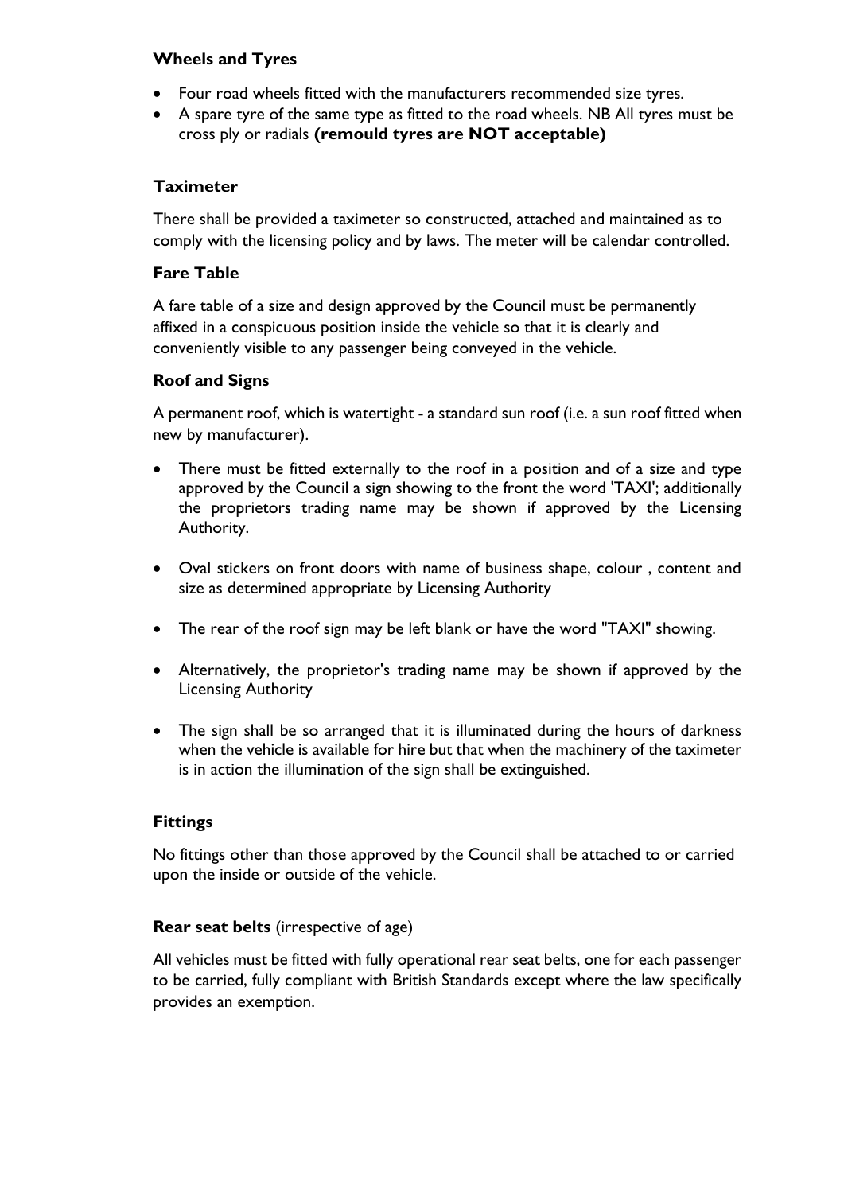### Wheels and Tyres

- Four road wheels fitted with the manufacturers recommended size tyres.
- A spare tyre of the same type as fitted to the road wheels. NB All tyres must be cross ply or radials **(remould tyres are NOT acceptable)**

### Taximeter

There shall be provided a taximeter so constructed, attached and maintained as to comply with the licensing policy and by laws. The meter will be calendar controlled.

### Fare Table

A fare table of a size and design approved by the Council must be permanently affixed in a conspicuous position inside the vehicle so that it is clearly and conveniently visible to any passenger being conveyed in the vehicle.

### Roof and Signs

A permanent roof, which is watertight - a standard sun roof (i.e. a sun roof fitted when new by manufacturer).

- There must be fitted externally to the roof in a position and of a size and type approved by the Council a sign showing to the front the word 'TAXI'; additionally the proprietors trading name may be shown if approved by the Licensing Authority.
- Oval stickers on front doors with name of business shape, colour , content and size as determined appropriate by Licensing Authority
- The rear of the roof sign may be left blank or have the word "TAXI" showing.
- Alternatively, the proprietor's trading name may be shown if approved by the Licensing Authority
- The sign shall be so arranged that it is illuminated during the hours of darkness when the vehicle is available for hire but that when the machinery of the taximeter is in action the illumination of the sign shall be extinguished.

### Fittings

No fittings other than those approved by the Council shall be attached to or carried upon the inside or outside of the vehicle.

**Rear seat belts** (irrespective of age)

All vehicles must be fitted with fully operational rear seat belts, one for each passenger to be carried, fully compliant with British Standards except where the law specifically provides an exemption.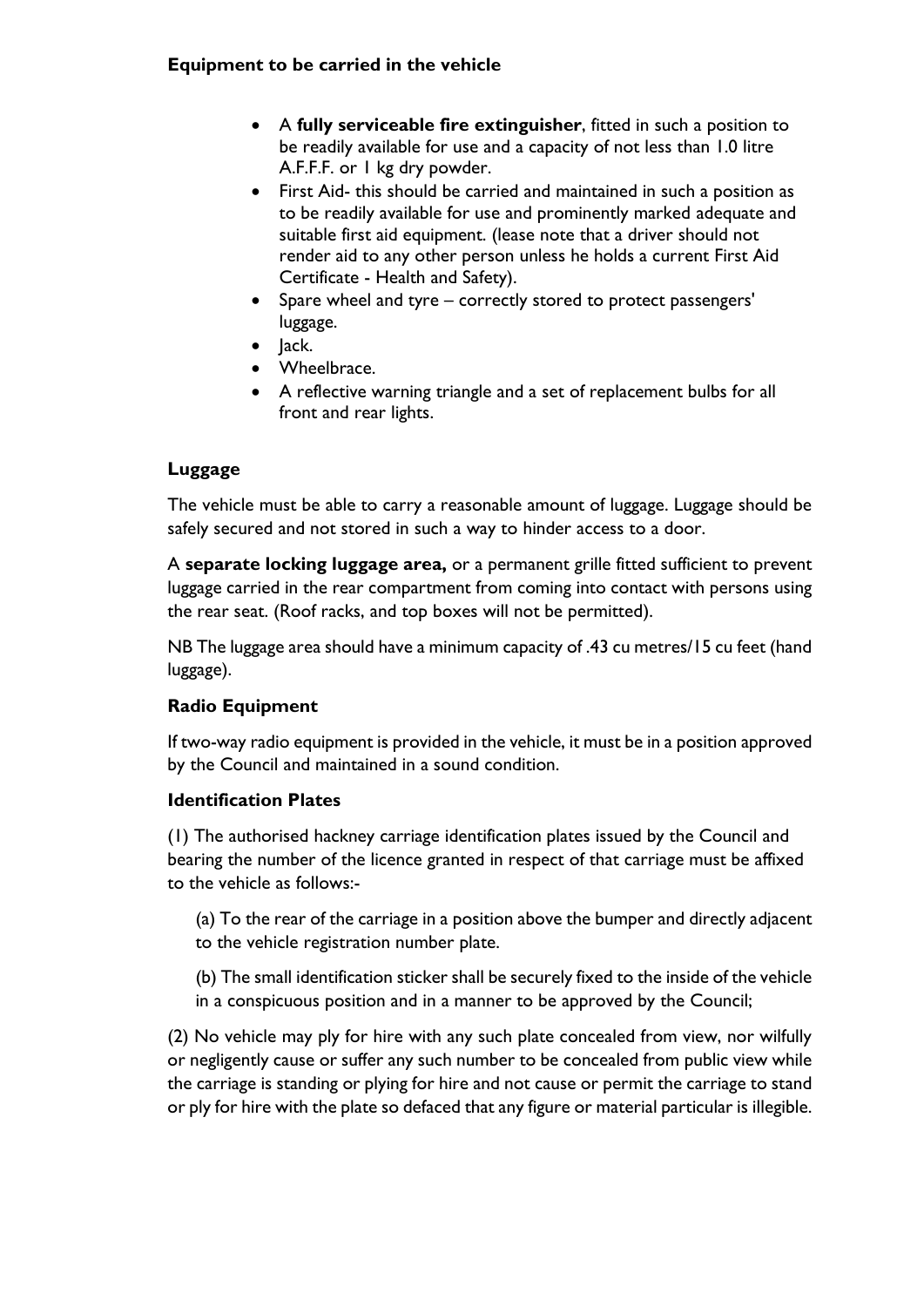### Equipment to be carried in the vehicle

- A **fully serviceable fire extinguisher**, fitted in such a position to be readily available for use and a capacity of not less than 1.0 litre A.F.F.F. or 1 kg dry powder.
- First Aid- this should be carried and maintained in such a position as to be readily available for use and prominently marked adequate and suitable first aid equipment. (lease note that a driver should not render aid to any other person unless he holds a current First Aid Certificate - Health and Safety).
- Spare wheel and tyre – correctly stored to protect passengers' luggage.
- Jack.
- Wheelbrace.
- A reflective warning triangle and a set of replacement bulbs for all front and rear lights.

### Luggage

The vehicle must be able to carry a reasonable amount of luggage. Luggage should be safely secured and not stored in such a way to hinder access to a door.

A **separate locking luggage area,** or a permanent grille fitted sufficient to prevent luggage carried in the rear compartment from coming into contact with persons using the rear seat. (Roof racks, and top boxes will not be permitted).

NB The luggage area should have a minimum capacity of .43 cu metres/15 cu feet (hand luggage).

### Radio Equipment

If two-way radio equipment is provided in the vehicle, it must be in a position approved by the Council and maintained in a sound condition.

### Identification Plates

(1) The authorised hackney carriage identification plates issued by the Council and bearing the number of the licence granted in respect of that carriage must be affixed to the vehicle as follows:-

(a) To the rear of the carriage in a position above the bumper and directly adjacent to the vehicle registration number plate.

(b) The small identification sticker shall be securely fixed to the inside of the vehicle in a conspicuous position and in a manner to be approved by the Council;

(2) No vehicle may ply for hire with any such plate concealed from view, nor wilfully or negligently cause or suffer any such number to be concealed from public view while the carriage is standing or plying for hire and not cause or permit the carriage to stand or ply for hire with the plate so defaced that any figure or material particular is illegible.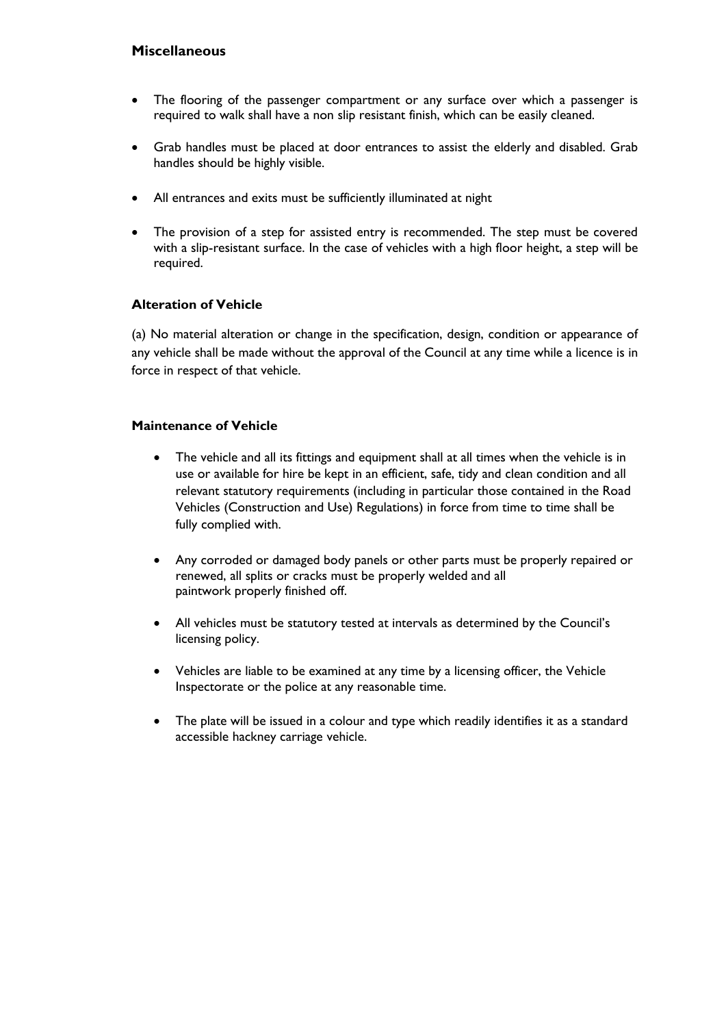## Miscellaneous

- The flooring of the passenger compartment or any surface over which a passenger is required to walk shall have a non slip resistant finish, which can be easily cleaned.
- Grab handles must be placed at door entrances to assist the elderly and disabled. Grab handles should be highly visible.
- All entrances and exits must be sufficiently illuminated at night
- The provision of a step for assisted entry is recommended. The step must be covered with a slip-resistant surface. In the case of vehicles with a high floor height, a step will be required.

### Alteration of Vehicle

(a) No material alteration or change in the specification, design, condition or appearance of any vehicle shall be made without the approval of the Council at any time while a licence is in force in respect of that vehicle.

### Maintenance of Vehicle

- The vehicle and all its fittings and equipment shall at all times when the vehicle is in use or available for hire be kept in an efficient, safe, tidy and clean condition and all relevant statutory requirements (including in particular those contained in the Road Vehicles (Construction and Use) Regulations) in force from time to time shall be fully complied with.
- Any corroded or damaged body panels or other parts must be properly repaired or renewed, all splits or cracks must be properly welded and all paintwork properly finished off.
- All vehicles must be statutory tested at intervals as determined by the Council's licensing policy.
- Vehicles are liable to be examined at any time by a licensing officer, the Vehicle Inspectorate or the police at any reasonable time.
- The plate will be issued in a colour and type which readily identifies it as a standard accessible hackney carriage vehicle.